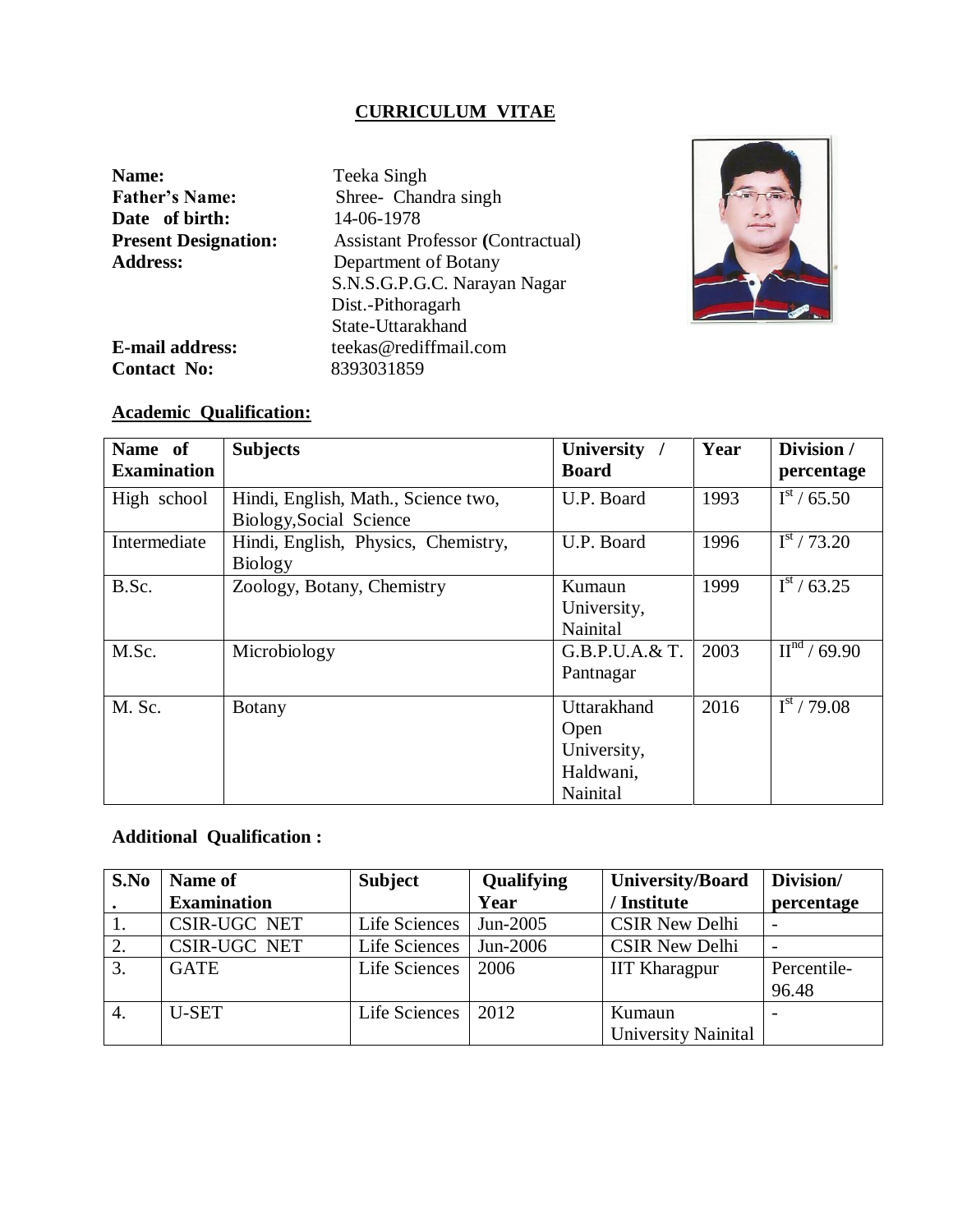# CURRICULUM VITAE

**Name:** Teeka Singh
**Father's Name:** Shree- Chandra singh
**Date of birth:** 14-06-1978
**Present Designation:** Assistant Professor **(**Contractual)
**Address:** Department of Botany
S.N.S.G.P.G.C. Narayan Nagar
Dist.-Pithoragarh
State-Uttarakhand
**E-mail address:** teekas@rediffmail.com
**Contact No:** 8393031859

## Academic Qualification:

| Name of Examination | Subjects | University / Board | Year | Division / percentage |
|---|---|---|---|---|
| High school | Hindi, English, Math., Science two, Biology,Social Science | U.P. Board | 1993 | I$^{st}$ / 65.50 |
| Intermediate | Hindi, English, Physics, Chemistry, Biology | U.P. Board | 1996 | I$^{st}$ / 73.20 |
| B.Sc. | Zoology, Botany, Chemistry | Kumaun University, Nainital | 1999 | I$^{st}$ / 63.25 |
| M.Sc. | Microbiology | G.B.P.U.A.& T. Pantnagar | 2003 | II$^{nd}$ / 69.90 |
| M. Sc. | Botany | Uttarakhand Open University, Haldwani, Nainital | 2016 | I$^{st}$ / 79.08 |

## Additional Qualification :

| S.No. | Name of Examination | Subject | Qualifying Year | University/Board / Institute | Division/ percentage |
|---|---|---|---|---|---|
| 1. | CSIR-UGC NET | Life Sciences | Jun-2005 | CSIR New Delhi | - |
| 2. | CSIR-UGC NET | Life Sciences | Jun-2006 | CSIR New Delhi | - |
| 3. | GATE | Life Sciences | 2006 | IIT Kharagpur | Percentile-96.48 |
| 4. | U-SET | Life Sciences | 2012 | Kumaun University Nainital | - |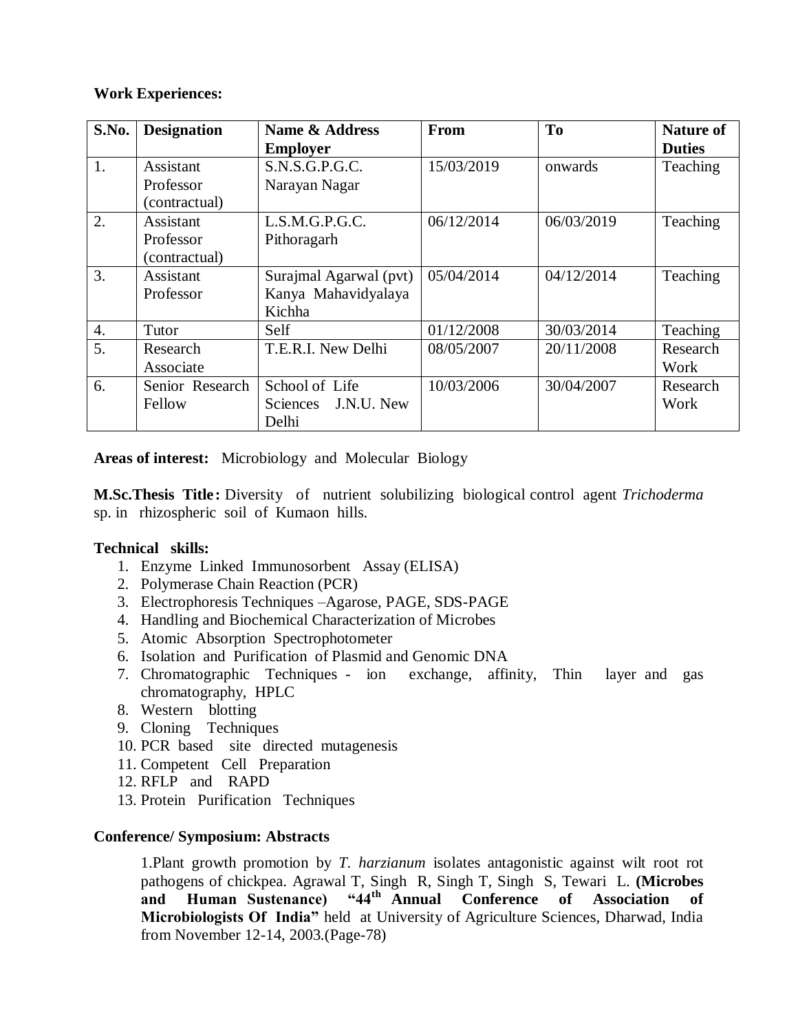**Work Experiences:**

| S.No. | Designation | Name & Address Employer | From | To | Nature of Duties |
|---|---|---|---|---|---|
| 1. | Assistant Professor (contractual) | S.N.S.G.P.G.C. Narayan Nagar | 15/03/2019 | onwards | Teaching |
| 2. | Assistant Professor (contractual) | L.S.M.G.P.G.C. Pithoragarh | 06/12/2014 | 06/03/2019 | Teaching |
| 3. | Assistant Professor | Surajmal Agarwal (pvt) Kanya Mahavidyalaya Kichha | 05/04/2014 | 04/12/2014 | Teaching |
| 4. | Tutor | Self | 01/12/2008 | 30/03/2014 | Teaching |
| 5. | Research Associate | T.E.R.I. New Delhi | 08/05/2007 | 20/11/2008 | Research Work |
| 6. | Senior Research Fellow | School of Life Sciences J.N.U. New Delhi | 10/03/2006 | 30/04/2007 | Research Work |

**Areas of interest:** Microbiology and Molecular Biology

**M.Sc.Thesis Title:** Diversity of nutrient solubilizing biological control agent *Trichoderma* sp. in rhizospheric soil of Kumaon hills.

**Technical skills:**

1. Enzyme Linked Immunosorbent Assay (ELISA)
2. Polymerase Chain Reaction (PCR)
3. Electrophoresis Techniques –Agarose, PAGE, SDS-PAGE
4. Handling and Biochemical Characterization of Microbes
5. Atomic Absorption Spectrophotometer
6. Isolation and Purification of Plasmid and Genomic DNA
7. Chromatographic Techniques - ion exchange, affinity, Thin layer and gas chromatography, HPLC
8. Western blotting
9. Cloning Techniques
10. PCR based site directed mutagenesis
11. Competent Cell Preparation
12. RFLP and RAPD
13. Protein Purification Techniques

**Conference/ Symposium: Abstracts**

1.Plant growth promotion by *T. harzianum* isolates antagonistic against wilt root rot pathogens of chickpea. Agrawal T, Singh R, Singh T, Singh S, Tewari L. **(Microbes and Human Sustenance) "44th Annual Conference of Association of Microbiologists Of India"** held at University of Agriculture Sciences, Dharwad, India from November 12-14, 2003.(Page-78)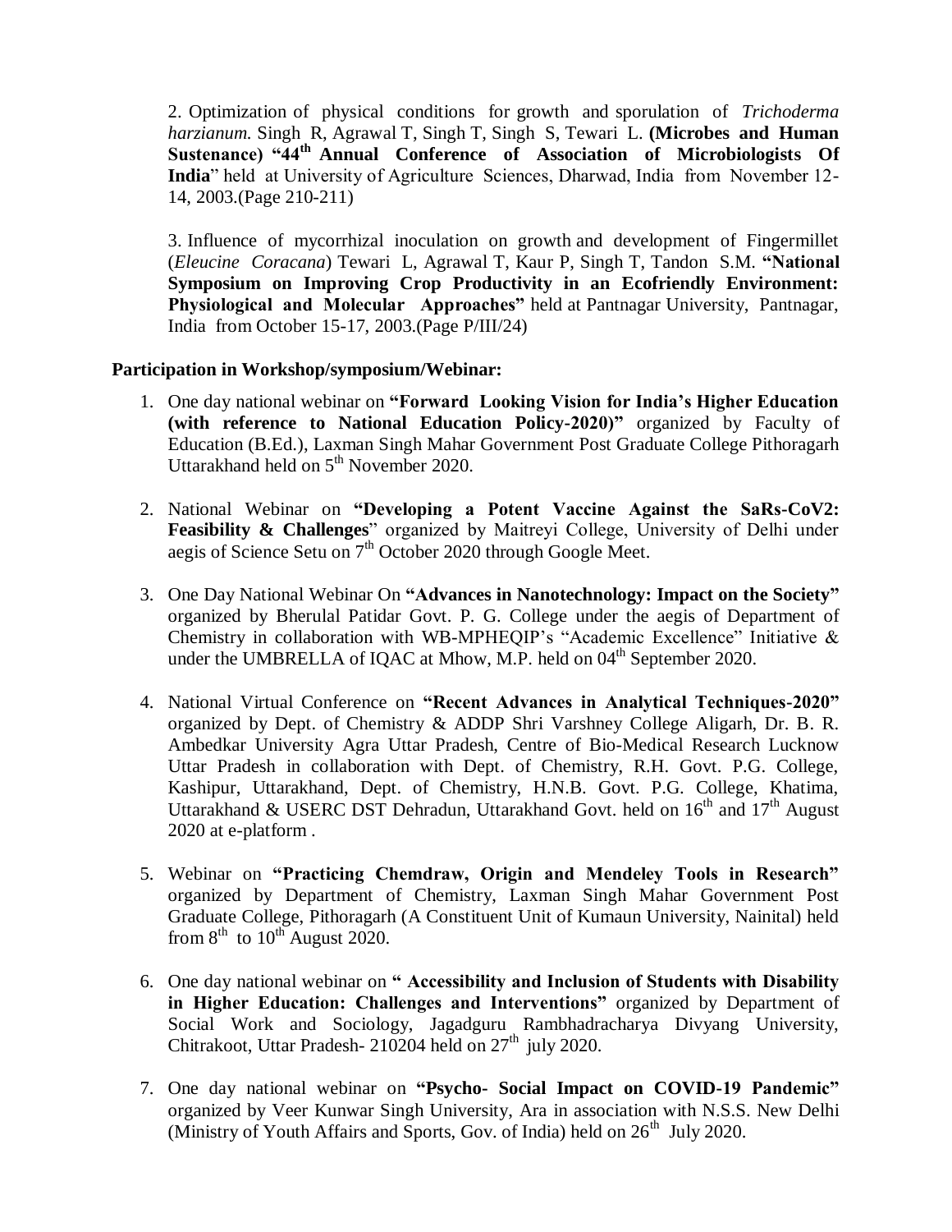2. Optimization of physical conditions for growth and sporulation of *Trichoderma harzianum.* Singh R, Agrawal T, Singh T, Singh S, Tewari L. **(Microbes and Human Sustenance) "44th Annual Conference of Association of Microbiologists Of India**" held at University of Agriculture Sciences, Dharwad, India from November 12-14, 2003.(Page 210-211)

3. Influence of mycorrhizal inoculation on growth and development of Fingermillet (*Eleucine Coracana*) Tewari L, Agrawal T, Kaur P, Singh T, Tandon S.M. **"National Symposium on Improving Crop Productivity in an Ecofriendly Environment: Physiological and Molecular Approaches"** held at Pantnagar University, Pantnagar, India from October 15-17, 2003.(Page P/III/24)

**Participation in Workshop/symposium/Webinar:**

1. One day national webinar on **"Forward Looking Vision for India's Higher Education (with reference to National Education Policy-2020)"** organized by Faculty of Education (B.Ed.), Laxman Singh Mahar Government Post Graduate College Pithoragarh Uttarakhand held on 5th November 2020.

2. National Webinar on **"Developing a Potent Vaccine Against the SaRs-CoV2: Feasibility & Challenges**" organized by Maitreyi College, University of Delhi under aegis of Science Setu on 7th October 2020 through Google Meet.

3. One Day National Webinar On **"Advances in Nanotechnology: Impact on the Society"** organized by Bherulal Patidar Govt. P. G. College under the aegis of Department of Chemistry in collaboration with WB-MPHEQIP's "Academic Excellence" Initiative & under the UMBRELLA of IQAC at Mhow, M.P. held on 04th September 2020.

4. National Virtual Conference on **"Recent Advances in Analytical Techniques-2020"** organized by Dept. of Chemistry & ADDP Shri Varshney College Aligarh, Dr. B. R. Ambedkar University Agra Uttar Pradesh, Centre of Bio-Medical Research Lucknow Uttar Pradesh in collaboration with Dept. of Chemistry, R.H. Govt. P.G. College, Kashipur, Uttarakhand, Dept. of Chemistry, H.N.B. Govt. P.G. College, Khatima, Uttarakhand & USERC DST Dehradun, Uttarakhand Govt. held on 16th and 17th August 2020 at e-platform .

5. Webinar on **"Practicing Chemdraw, Origin and Mendeley Tools in Research"** organized by Department of Chemistry, Laxman Singh Mahar Government Post Graduate College, Pithoragarh (A Constituent Unit of Kumaun University, Nainital) held from 8th to 10th August 2020.

6. One day national webinar on **" Accessibility and Inclusion of Students with Disability in Higher Education: Challenges and Interventions"** organized by Department of Social Work and Sociology, Jagadguru Rambhadracharya Divyang University, Chitrakoot, Uttar Pradesh- 210204 held on 27th july 2020.

7. One day national webinar on **"Psycho- Social Impact on COVID-19 Pandemic"** organized by Veer Kunwar Singh University, Ara in association with N.S.S. New Delhi (Ministry of Youth Affairs and Sports, Gov. of India) held on 26th July 2020.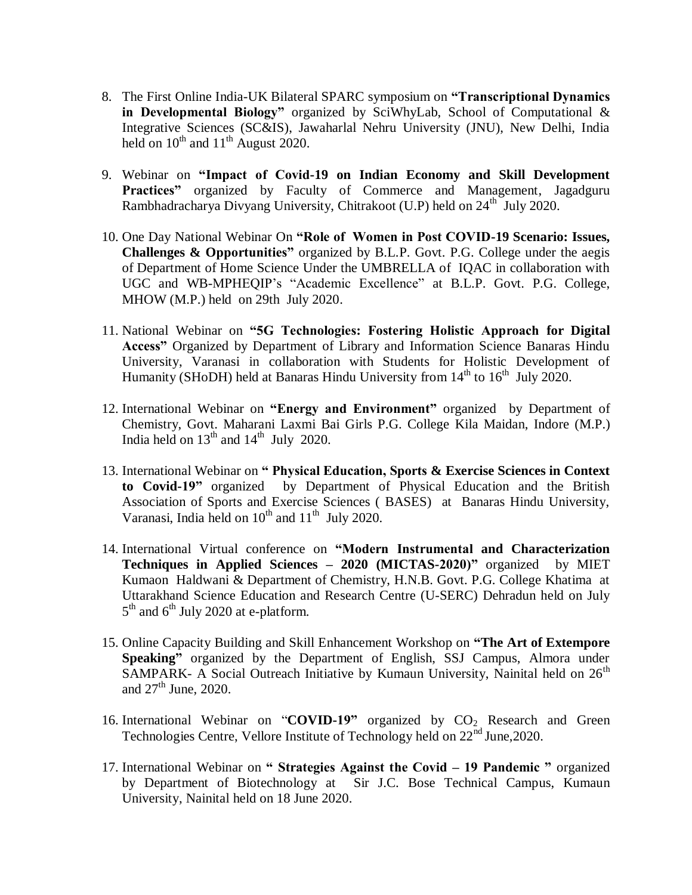8. The First Online India-UK Bilateral SPARC symposium on **"Transcriptional Dynamics in Developmental Biology"** organized by SciWhyLab, School of Computational & Integrative Sciences (SC&IS), Jawaharlal Nehru University (JNU), New Delhi, India held on $10^{th}$ and $11^{th}$ August 2020.

9. Webinar on **"Impact of Covid-19 on Indian Economy and Skill Development Practices"** organized by Faculty of Commerce and Management, Jagadguru Rambhadracharya Divyang University, Chitrakoot (U.P) held on $24^{th}$ July 2020.

10. One Day National Webinar On **"Role of Women in Post COVID-19 Scenario: Issues, Challenges & Opportunities"** organized by B.L.P. Govt. P.G. College under the aegis of Department of Home Science Under the UMBRELLA of IQAC in collaboration with UGC and WB-MPHEQIP's "Academic Excellence" at B.L.P. Govt. P.G. College, MHOW (M.P.) held on 29th July 2020.

11. National Webinar on **"5G Technologies: Fostering Holistic Approach for Digital Access"** Organized by Department of Library and Information Science Banaras Hindu University, Varanasi in collaboration with Students for Holistic Development of Humanity (SHoDH) held at Banaras Hindu University from $14^{th}$ to $16^{th}$ July 2020.

12. International Webinar on **"Energy and Environment"** organized by Department of Chemistry, Govt. Maharani Laxmi Bai Girls P.G. College Kila Maidan, Indore (M.P.) India held on $13^{th}$ and $14^{th}$ July 2020.

13. International Webinar on **" Physical Education, Sports & Exercise Sciences in Context to Covid-19"** organized by Department of Physical Education and the British Association of Sports and Exercise Sciences ( BASES) at Banaras Hindu University, Varanasi, India held on $10^{th}$ and $11^{th}$ July 2020.

14. International Virtual conference on **"Modern Instrumental and Characterization Techniques in Applied Sciences – 2020 (MICTAS-2020)"** organized by MIET Kumaon Haldwani & Department of Chemistry, H.N.B. Govt. P.G. College Khatima at Uttarakhand Science Education and Research Centre (U-SERC) Dehradun held on July $5^{th}$ and $6^{th}$ July 2020 at e-platform.

15. Online Capacity Building and Skill Enhancement Workshop on **"The Art of Extempore Speaking"** organized by the Department of English, SSJ Campus, Almora under SAMPARK- A Social Outreach Initiative by Kumaun University, Nainital held on $26^{th}$ and $27^{th}$ June, 2020.

16. International Webinar on "**COVID-19"** organized by $CO_2$ Research and Green Technologies Centre, Vellore Institute of Technology held on $22^{nd}$ June,2020.

17. International Webinar on **" Strategies Against the Covid – 19 Pandemic "** organized by Department of Biotechnology at Sir J.C. Bose Technical Campus, Kumaun University, Nainital held on 18 June 2020.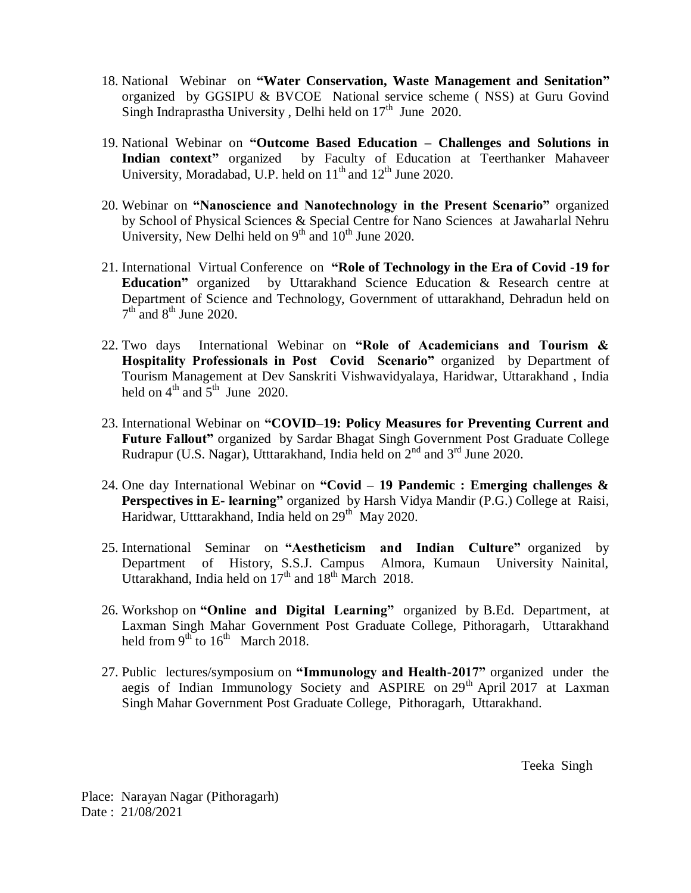18. National Webinar on **"Water Conservation, Waste Management and Senitation"** organized by GGSIPU & BVCOE National service scheme ( NSS) at Guru Govind Singh Indraprastha University , Delhi held on 17th June 2020.

19. National Webinar on **"Outcome Based Education – Challenges and Solutions in Indian context"** organized by Faculty of Education at Teerthanker Mahaveer University, Moradabad, U.P. held on 11th and 12th June 2020.

20. Webinar on **"Nanoscience and Nanotechnology in the Present Scenario"** organized by School of Physical Sciences & Special Centre for Nano Sciences at Jawaharlal Nehru University, New Delhi held on 9th and 10th June 2020.

21. International Virtual Conference on **"Role of Technology in the Era of Covid -19 for Education"** organized by Uttarakhand Science Education & Research centre at Department of Science and Technology, Government of uttarakhand, Dehradun held on 7th and 8th June 2020.

22. Two days International Webinar on **"Role of Academicians and Tourism & Hospitality Professionals in Post Covid Scenario"** organized by Department of Tourism Management at Dev Sanskriti Vishwavidyalaya, Haridwar, Uttarakhand , India held on 4th and 5th June 2020.

23. International Webinar on **"COVID–19: Policy Measures for Preventing Current and Future Fallout"** organized by Sardar Bhagat Singh Government Post Graduate College Rudrapur (U.S. Nagar), Utttarakhand, India held on 2nd and 3rd June 2020.

24. One day International Webinar on **"Covid – 19 Pandemic : Emerging challenges & Perspectives in E- learning"** organized by Harsh Vidya Mandir (P.G.) College at Raisi, Haridwar, Utttarakhand, India held on 29th May 2020.

25. International Seminar on **"Aestheticism and Indian Culture"** organized by Department of History, S.S.J. Campus Almora, Kumaun University Nainital, Uttarakhand, India held on 17th and 18th March 2018.

26. Workshop on **"Online and Digital Learning"** organized by B.Ed. Department, at Laxman Singh Mahar Government Post Graduate College, Pithoragarh, Uttarakhand held from 9th to 16th March 2018.

27. Public lectures/symposium on **"Immunology and Health-2017"** organized under the aegis of Indian Immunology Society and ASPIRE on 29th April 2017 at Laxman Singh Mahar Government Post Graduate College, Pithoragarh, Uttarakhand.

Teeka Singh

Place: Narayan Nagar (Pithoragarh)
Date : 21/08/2021